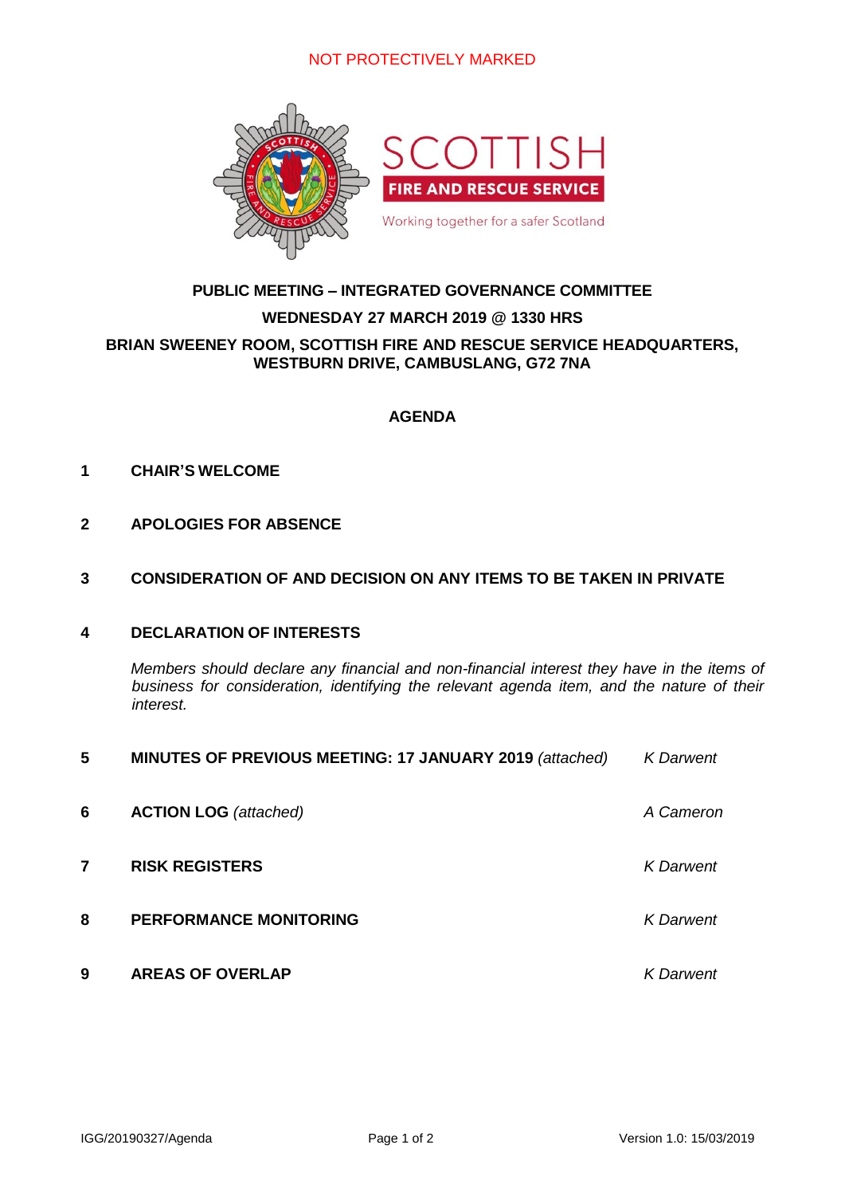NOT PROTECTIVELY MARKED

SCOTTISH
FIRE AND RESCUE SERVICE
Working together for a safer Scotland

**PUBLIC MEETING – INTEGRATED GOVERNANCE COMMITTEE**

**WEDNESDAY 27 MARCH 2019 @ 1330 HRS**

**BRIAN SWEENEY ROOM, SCOTTISH FIRE AND RESCUE SERVICE HEADQUARTERS, WESTBURN DRIVE, CAMBUSLANG, G72 7NA**

## AGENDA

**1 CHAIR'S WELCOME**

**2 APOLOGIES FOR ABSENCE**

**3 CONSIDERATION OF AND DECISION ON ANY ITEMS TO BE TAKEN IN PRIVATE**

**4 DECLARATION OF INTERESTS**

*Members should declare any financial and non-financial interest they have in the items of business for consideration, identifying the relevant agenda item, and the nature of their interest.*

| | | |
|---|---|---|
| **5** | **MINUTES OF PREVIOUS MEETING: 17 JANUARY 2019** *(attached)* | *K Darwent* |
| **6** | **ACTION LOG** *(attached)* | *A Cameron* |
| **7** | **RISK REGISTERS** | *K Darwent* |
| **8** | **PERFORMANCE MONITORING** | *K Darwent* |
| **9** | **AREAS OF OVERLAP** | *K Darwent* |

IGG/20190327/Agenda

Version 1.0: 15/03/2019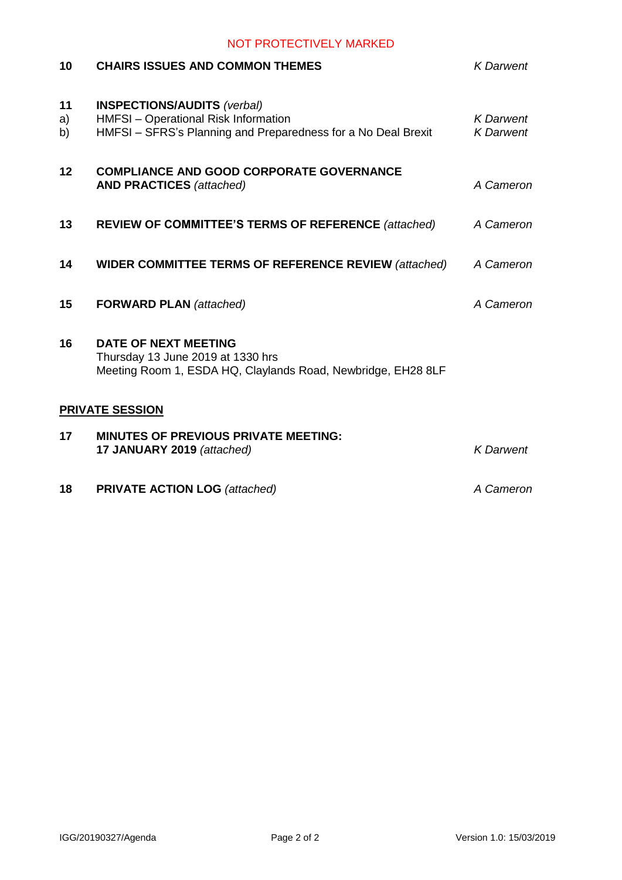NOT PROTECTIVELY MARKED

| | | |
|---|---|---|
| **10** | **CHAIRS ISSUES AND COMMON THEMES** | *K Darwent* |
| **11** | **INSPECTIONS/AUDITS** *(verbal)* | |
| a) | HMFSI – Operational Risk Information | *K Darwent* |
| b) | HMFSI – SFRS's Planning and Preparedness for a No Deal Brexit | *K Darwent* |
| **12** | **COMPLIANCE AND GOOD CORPORATE GOVERNANCE AND PRACTICES** *(attached)* | *A Cameron* |
| **13** | **REVIEW OF COMMITTEE'S TERMS OF REFERENCE** *(attached)* | *A Cameron* |
| **14** | **WIDER COMMITTEE TERMS OF REFERENCE REVIEW** *(attached)* | *A Cameron* |
| **15** | **FORWARD PLAN** *(attached)* | *A Cameron* |
| **16** | **DATE OF NEXT MEETING**<br>Thursday 13 June 2019 at 1330 hrs<br>Meeting Room 1, ESDA HQ, Claylands Road, Newbridge, EH28 8LF | |

**PRIVATE SESSION**

| | | |
|---|---|---|
| **17** | **MINUTES OF PREVIOUS PRIVATE MEETING: 17 JANUARY 2019** *(attached)* | *K Darwent* |
| **18** | **PRIVATE ACTION LOG** *(attached)* | *A Cameron* |

IGG/20190327/Agenda

Version 1.0: 15/03/2019